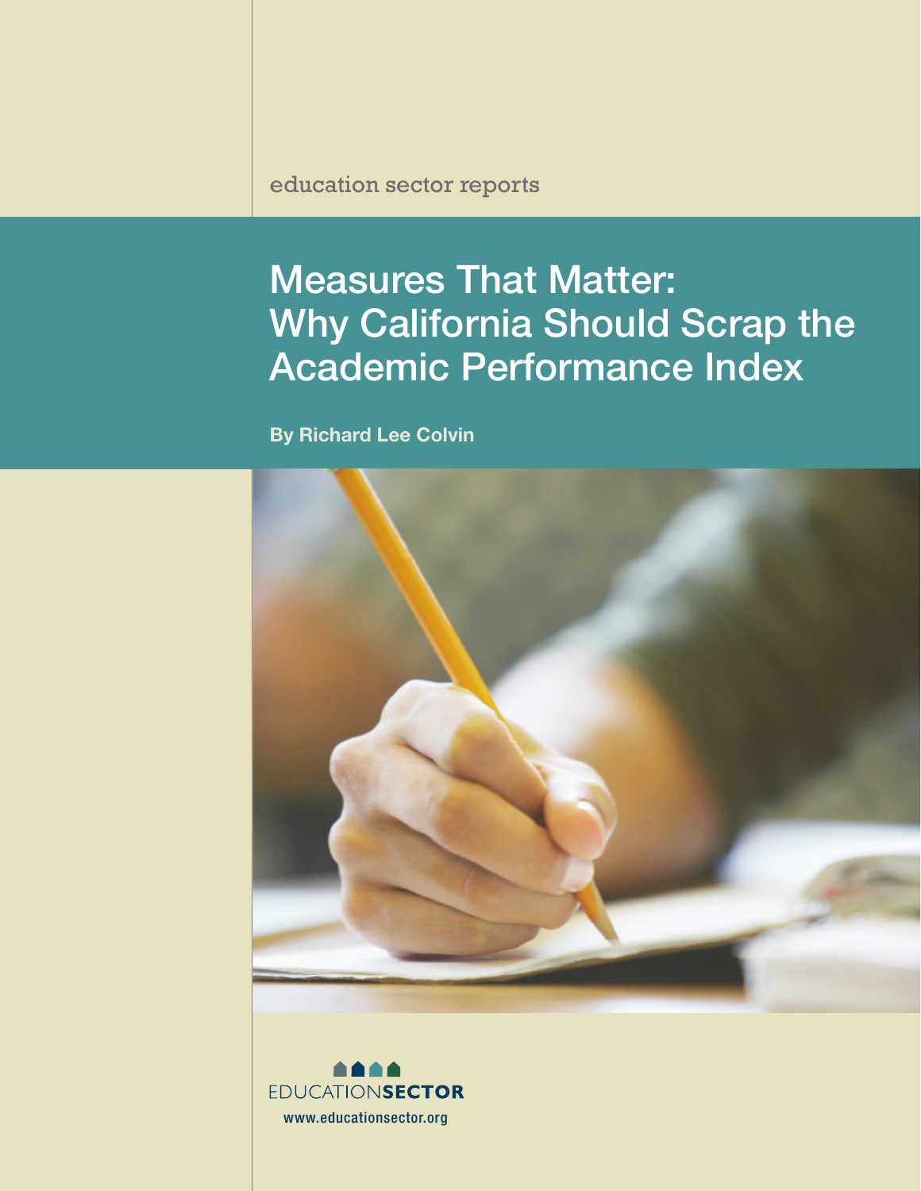education sector reports

# Measures That Matter: Why California Should Scrap the Academic Performance Index

**By Richard Lee Colvin**

EDUCATION**SECTOR**

www.educationsector.org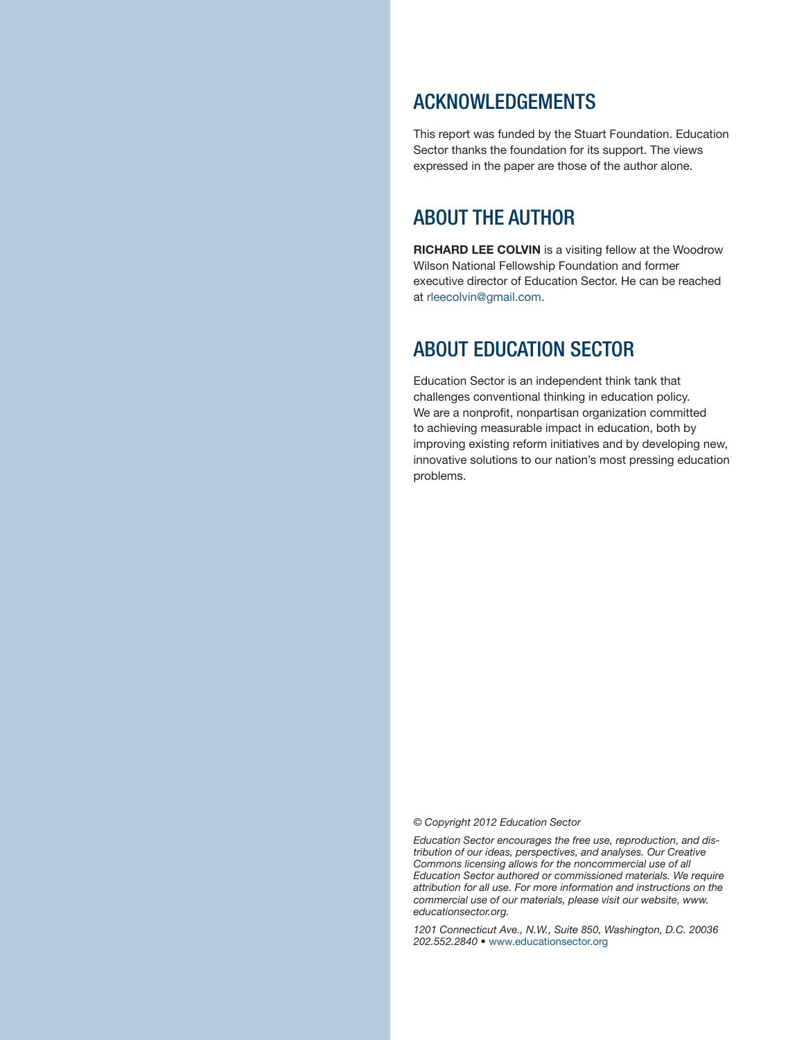## ACKNOWLEDGEMENTS

This report was funded by the Stuart Foundation. Education Sector thanks the foundation for its support. The views expressed in the paper are those of the author alone.

## ABOUT THE AUTHOR

**RICHARD LEE COLVIN** is a visiting fellow at the Woodrow Wilson National Fellowship Foundation and former executive director of Education Sector. He can be reached at rleecolvin@gmail.com.

## ABOUT EDUCATION SECTOR

Education Sector is an independent think tank that challenges conventional thinking in education policy. We are a nonprofit, nonpartisan organization committed to achieving measurable impact in education, both by improving existing reform initiatives and by developing new, innovative solutions to our nation's most pressing education problems.

*© Copyright 2012 Education Sector*

*Education Sector encourages the free use, reproduction, and distribution of our ideas, perspectives, and analyses. Our Creative Commons licensing allows for the noncommercial use of all Education Sector authored or commissioned materials. We require attribution for all use. For more information and instructions on the commercial use of our materials, please visit our website, www.educationsector.org.*

*1201 Connecticut Ave., N.W., Suite 850, Washington, D.C. 20036*
*202.552.2840* • www.educationsector.org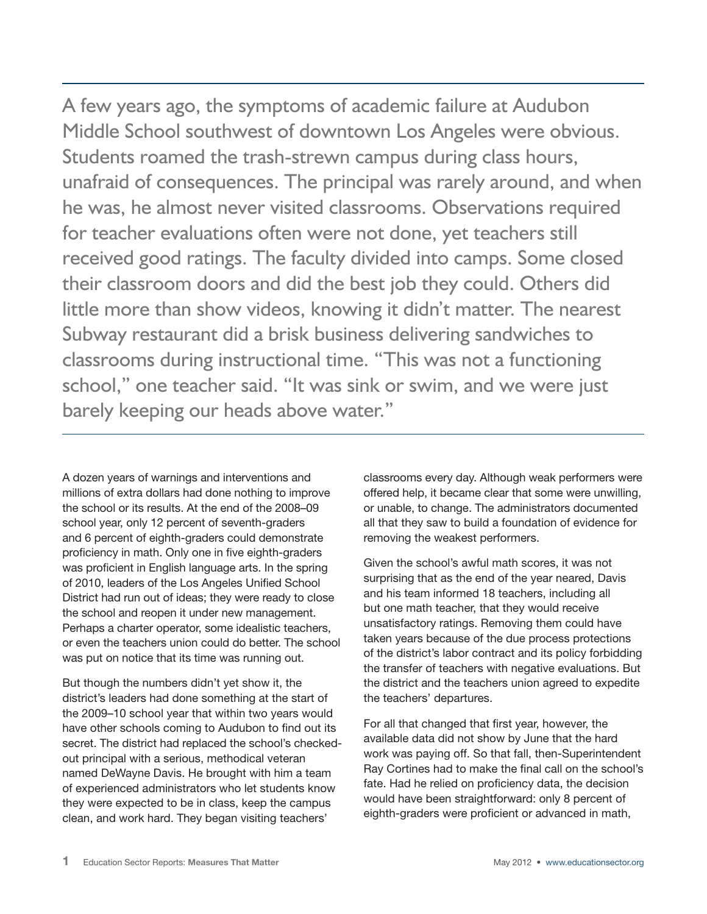A few years ago, the symptoms of academic failure at Audubon Middle School southwest of downtown Los Angeles were obvious. Students roamed the trash-strewn campus during class hours, unafraid of consequences. The principal was rarely around, and when he was, he almost never visited classrooms. Observations required for teacher evaluations often were not done, yet teachers still received good ratings. The faculty divided into camps. Some closed their classroom doors and did the best job they could. Others did little more than show videos, knowing it didn't matter. The nearest Subway restaurant did a brisk business delivering sandwiches to classrooms during instructional time. "This was not a functioning school," one teacher said. "It was sink or swim, and we were just barely keeping our heads above water."

---

A dozen years of warnings and interventions and millions of extra dollars had done nothing to improve the school or its results. At the end of the 2008–09 school year, only 12 percent of seventh-graders and 6 percent of eighth-graders could demonstrate proficiency in math. Only one in five eighth-graders was proficient in English language arts. In the spring of 2010, leaders of the Los Angeles Unified School District had run out of ideas; they were ready to close the school and reopen it under new management. Perhaps a charter operator, some idealistic teachers, or even the teachers union could do better. The school was put on notice that its time was running out.

But though the numbers didn't yet show it, the district's leaders had done something at the start of the 2009–10 school year that within two years would have other schools coming to Audubon to find out its secret. The district had replaced the school's checked-out principal with a serious, methodical veteran named DeWayne Davis. He brought with him a team of experienced administrators who let students know they were expected to be in class, keep the campus clean, and work hard. They began visiting teachers' classrooms every day. Although weak performers were offered help, it became clear that some were unwilling, or unable, to change. The administrators documented all that they saw to build a foundation of evidence for removing the weakest performers.

Given the school's awful math scores, it was not surprising that as the end of the year neared, Davis and his team informed 18 teachers, including all but one math teacher, that they would receive unsatisfactory ratings. Removing them could have taken years because of the due process protections of the district's labor contract and its policy forbidding the transfer of teachers with negative evaluations. But the district and the teachers union agreed to expedite the teachers' departures.

For all that changed that first year, however, the available data did not show by June that the hard work was paying off. So that fall, then-Superintendent Ray Cortines had to make the final call on the school's fate. Had he relied on proficiency data, the decision would have been straightforward: only 8 percent of eighth-graders were proficient or advanced in math,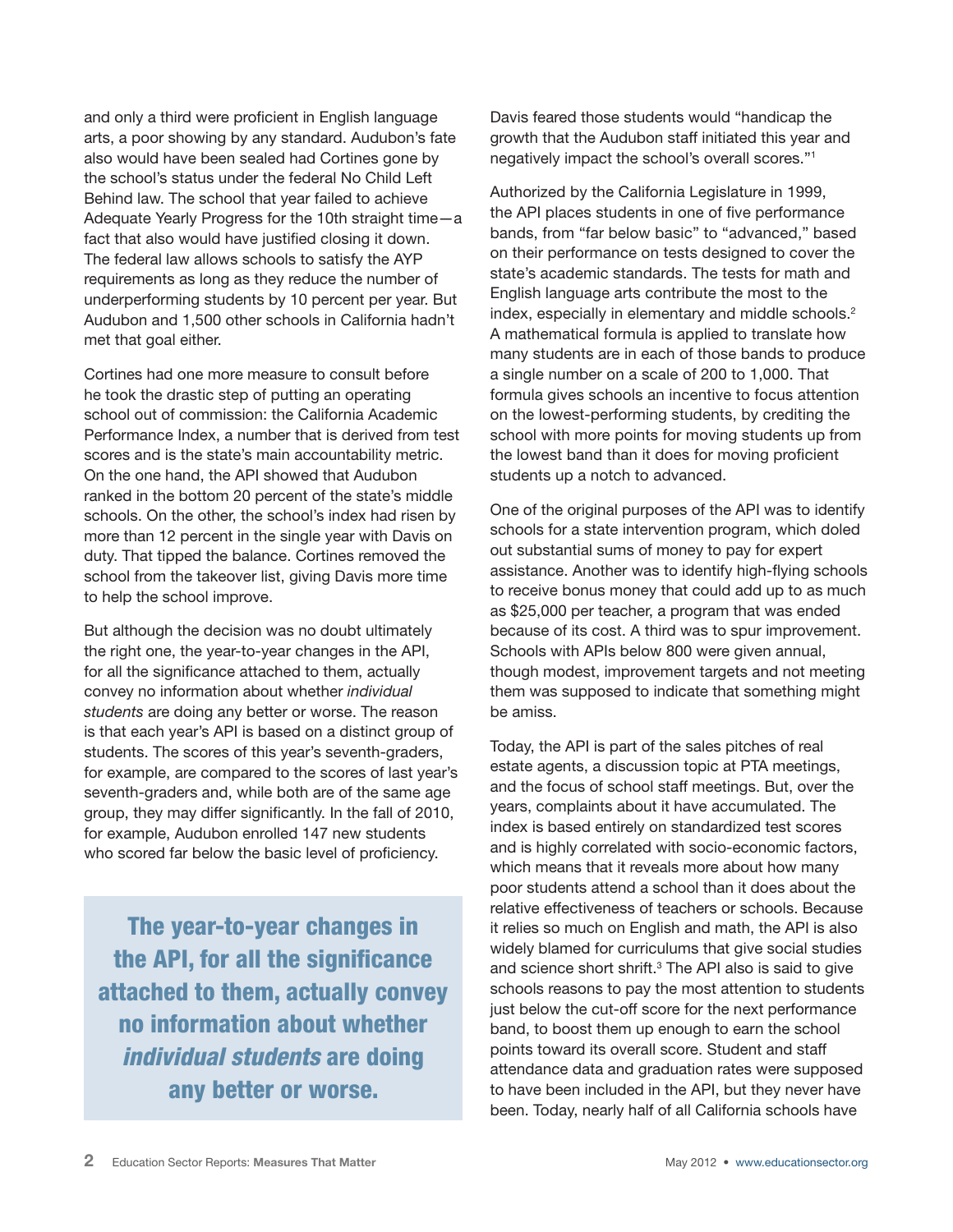and only a third were proficient in English language arts, a poor showing by any standard. Audubon's fate also would have been sealed had Cortines gone by the school's status under the federal No Child Left Behind law. The school that year failed to achieve Adequate Yearly Progress for the 10th straight time—a fact that also would have justified closing it down. The federal law allows schools to satisfy the AYP requirements as long as they reduce the number of underperforming students by 10 percent per year. But Audubon and 1,500 other schools in California hadn't met that goal either.

Cortines had one more measure to consult before he took the drastic step of putting an operating school out of commission: the California Academic Performance Index, a number that is derived from test scores and is the state's main accountability metric. On the one hand, the API showed that Audubon ranked in the bottom 20 percent of the state's middle schools. On the other, the school's index had risen by more than 12 percent in the single year with Davis on duty. That tipped the balance. Cortines removed the school from the takeover list, giving Davis more time to help the school improve.

But although the decision was no doubt ultimately the right one, the year-to-year changes in the API, for all the significance attached to them, actually convey no information about whether *individual students* are doing any better or worse. The reason is that each year's API is based on a distinct group of students. The scores of this year's seventh-graders, for example, are compared to the scores of last year's seventh-graders and, while both are of the same age group, they may differ significantly. In the fall of 2010, for example, Audubon enrolled 147 new students who scored far below the basic level of proficiency.

> **The year-to-year changes in the API, for all the significance attached to them, actually convey no information about whether *individual students* are doing any better or worse.**

Davis feared those students would "handicap the growth that the Audubon staff initiated this year and negatively impact the school's overall scores."[1]

Authorized by the California Legislature in 1999, the API places students in one of five performance bands, from "far below basic" to "advanced," based on their performance on tests designed to cover the state's academic standards. The tests for math and English language arts contribute the most to the index, especially in elementary and middle schools.[2] A mathematical formula is applied to translate how many students are in each of those bands to produce a single number on a scale of 200 to 1,000. That formula gives schools an incentive to focus attention on the lowest-performing students, by crediting the school with more points for moving students up from the lowest band than it does for moving proficient students up a notch to advanced.

One of the original purposes of the API was to identify schools for a state intervention program, which doled out substantial sums of money to pay for expert assistance. Another was to identify high-flying schools to receive bonus money that could add up to as much as $25,000 per teacher, a program that was ended because of its cost. A third was to spur improvement. Schools with APIs below 800 were given annual, though modest, improvement targets and not meeting them was supposed to indicate that something might be amiss.

Today, the API is part of the sales pitches of real estate agents, a discussion topic at PTA meetings, and the focus of school staff meetings. But, over the years, complaints about it have accumulated. The index is based entirely on standardized test scores and is highly correlated with socio-economic factors, which means that it reveals more about how many poor students attend a school than it does about the relative effectiveness of teachers or schools. Because it relies so much on English and math, the API is also widely blamed for curriculums that give social studies and science short shrift.[3] The API also is said to give schools reasons to pay the most attention to students just below the cut-off score for the next performance band, to boost them up enough to earn the school points toward its overall score. Student and staff attendance data and graduation rates were supposed to have been included in the API, but they never have been. Today, nearly half of all California schools have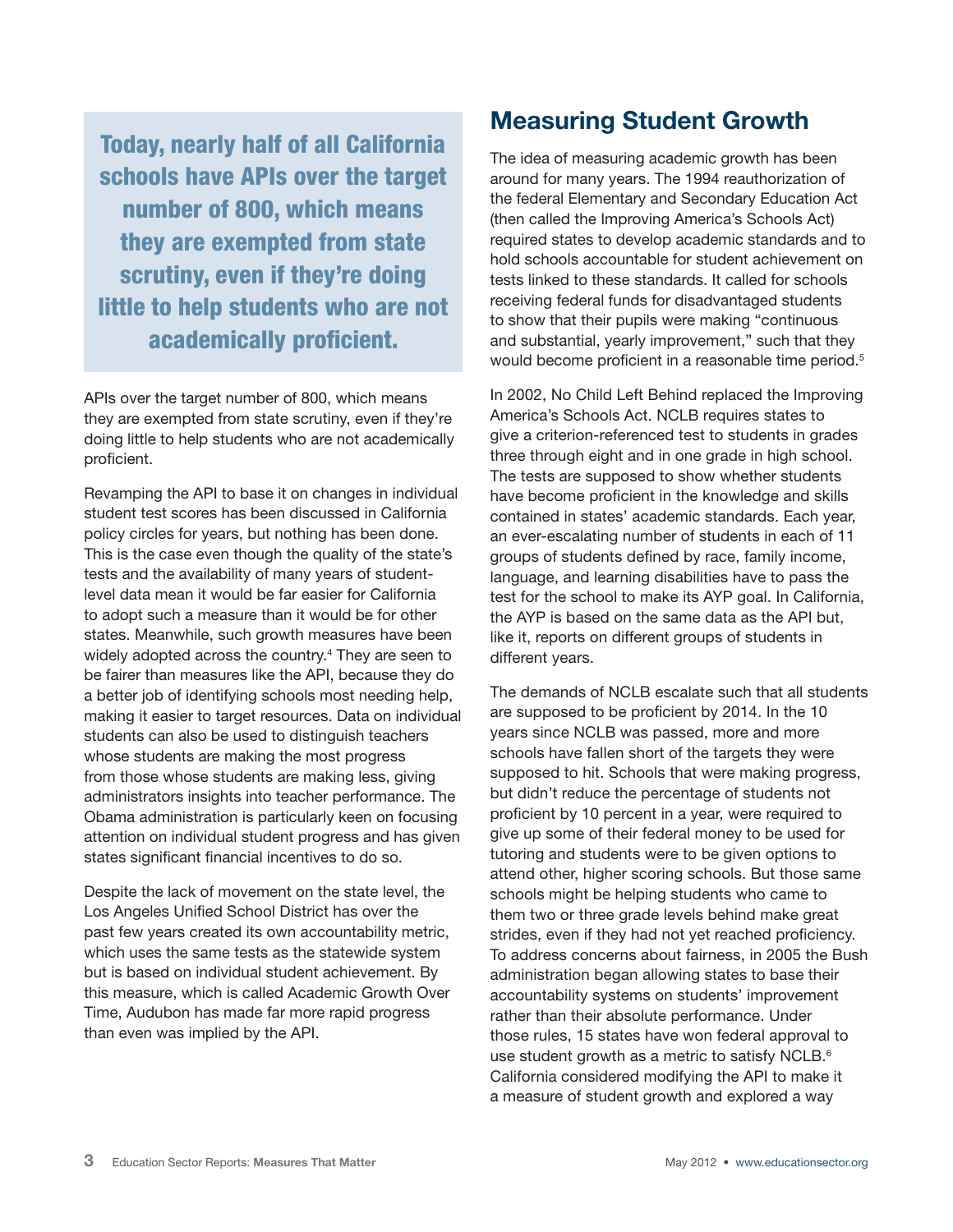> **Today, nearly half of all California schools have APIs over the target number of 800, which means they are exempted from state scrutiny, even if they're doing little to help students who are not academically proficient.**

APIs over the target number of 800, which means they are exempted from state scrutiny, even if they're doing little to help students who are not academically proficient.

Revamping the API to base it on changes in individual student test scores has been discussed in California policy circles for years, but nothing has been done. This is the case even though the quality of the state's tests and the availability of many years of student-level data mean it would be far easier for California to adopt such a measure than it would be for other states. Meanwhile, such growth measures have been widely adopted across the country.[4] They are seen to be fairer than measures like the API, because they do a better job of identifying schools most needing help, making it easier to target resources. Data on individual students can also be used to distinguish teachers whose students are making the most progress from those whose students are making less, giving administrators insights into teacher performance. The Obama administration is particularly keen on focusing attention on individual student progress and has given states significant financial incentives to do so.

Despite the lack of movement on the state level, the Los Angeles Unified School District has over the past few years created its own accountability metric, which uses the same tests as the statewide system but is based on individual student achievement. By this measure, which is called Academic Growth Over Time, Audubon has made far more rapid progress than even was implied by the API.

## Measuring Student Growth

The idea of measuring academic growth has been around for many years. The 1994 reauthorization of the federal Elementary and Secondary Education Act (then called the Improving America's Schools Act) required states to develop academic standards and to hold schools accountable for student achievement on tests linked to these standards. It called for schools receiving federal funds for disadvantaged students to show that their pupils were making "continuous and substantial, yearly improvement," such that they would become proficient in a reasonable time period.[5]

In 2002, No Child Left Behind replaced the Improving America's Schools Act. NCLB requires states to give a criterion-referenced test to students in grades three through eight and in one grade in high school. The tests are supposed to show whether students have become proficient in the knowledge and skills contained in states' academic standards. Each year, an ever-escalating number of students in each of 11 groups of students defined by race, family income, language, and learning disabilities have to pass the test for the school to make its AYP goal. In California, the AYP is based on the same data as the API but, like it, reports on different groups of students in different years.

The demands of NCLB escalate such that all students are supposed to be proficient by 2014. In the 10 years since NCLB was passed, more and more schools have fallen short of the targets they were supposed to hit. Schools that were making progress, but didn't reduce the percentage of students not proficient by 10 percent in a year, were required to give up some of their federal money to be used for tutoring and students were to be given options to attend other, higher scoring schools. But those same schools might be helping students who came to them two or three grade levels behind make great strides, even if they had not yet reached proficiency. To address concerns about fairness, in 2005 the Bush administration began allowing states to base their accountability systems on students' improvement rather than their absolute performance. Under those rules, 15 states have won federal approval to use student growth as a metric to satisfy NCLB.[6] California considered modifying the API to make it a measure of student growth and explored a way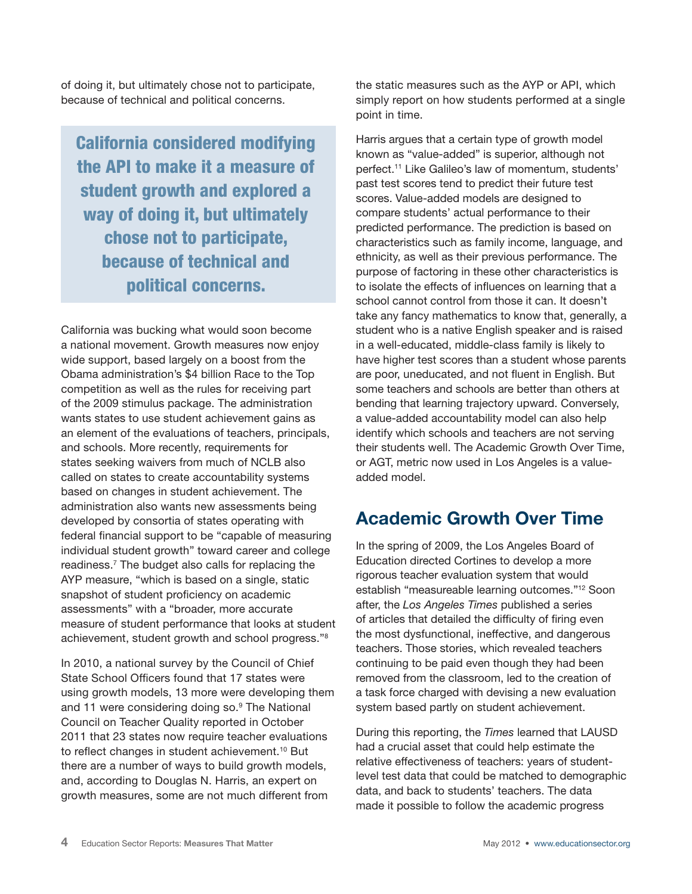of doing it, but ultimately chose not to participate, because of technical and political concerns.

> **California considered modifying the API to make it a measure of student growth and explored a way of doing it, but ultimately chose not to participate, because of technical and political concerns.**

California was bucking what would soon become a national movement. Growth measures now enjoy wide support, based largely on a boost from the Obama administration's $4 billion Race to the Top competition as well as the rules for receiving part of the 2009 stimulus package. The administration wants states to use student achievement gains as an element of the evaluations of teachers, principals, and schools. More recently, requirements for states seeking waivers from much of NCLB also called on states to create accountability systems based on changes in student achievement. The administration also wants new assessments being developed by consortia of states operating with federal financial support to be "capable of measuring individual student growth" toward career and college readiness.[7] The budget also calls for replacing the AYP measure, "which is based on a single, static snapshot of student proficiency on academic assessments" with a "broader, more accurate measure of student performance that looks at student achievement, student growth and school progress."[8]

In 2010, a national survey by the Council of Chief State School Officers found that 17 states were using growth models, 13 more were developing them and 11 were considering doing so.[9] The National Council on Teacher Quality reported in October 2011 that 23 states now require teacher evaluations to reflect changes in student achievement.[10] But there are a number of ways to build growth models, and, according to Douglas N. Harris, an expert on growth measures, some are not much different from the static measures such as the AYP or API, which simply report on how students performed at a single point in time.

Harris argues that a certain type of growth model known as "value-added" is superior, although not perfect.[11] Like Galileo's law of momentum, students' past test scores tend to predict their future test scores. Value-added models are designed to compare students' actual performance to their predicted performance. The prediction is based on characteristics such as family income, language, and ethnicity, as well as their previous performance. The purpose of factoring in these other characteristics is to isolate the effects of influences on learning that a school cannot control from those it can. It doesn't take any fancy mathematics to know that, generally, a student who is a native English speaker and is raised in a well-educated, middle-class family is likely to have higher test scores than a student whose parents are poor, uneducated, and not fluent in English. But some teachers and schools are better than others at bending that learning trajectory upward. Conversely, a value-added accountability model can also help identify which schools and teachers are not serving their students well. The Academic Growth Over Time, or AGT, metric now used in Los Angeles is a value-added model.

## Academic Growth Over Time

In the spring of 2009, the Los Angeles Board of Education directed Cortines to develop a more rigorous teacher evaluation system that would establish "measureable learning outcomes."[12] Soon after, the *Los Angeles Times* published a series of articles that detailed the difficulty of firing even the most dysfunctional, ineffective, and dangerous teachers. Those stories, which revealed teachers continuing to be paid even though they had been removed from the classroom, led to the creation of a task force charged with devising a new evaluation system based partly on student achievement.

During this reporting, the *Times* learned that LAUSD had a crucial asset that could help estimate the relative effectiveness of teachers: years of student-level test data that could be matched to demographic data, and back to students' teachers. The data made it possible to follow the academic progress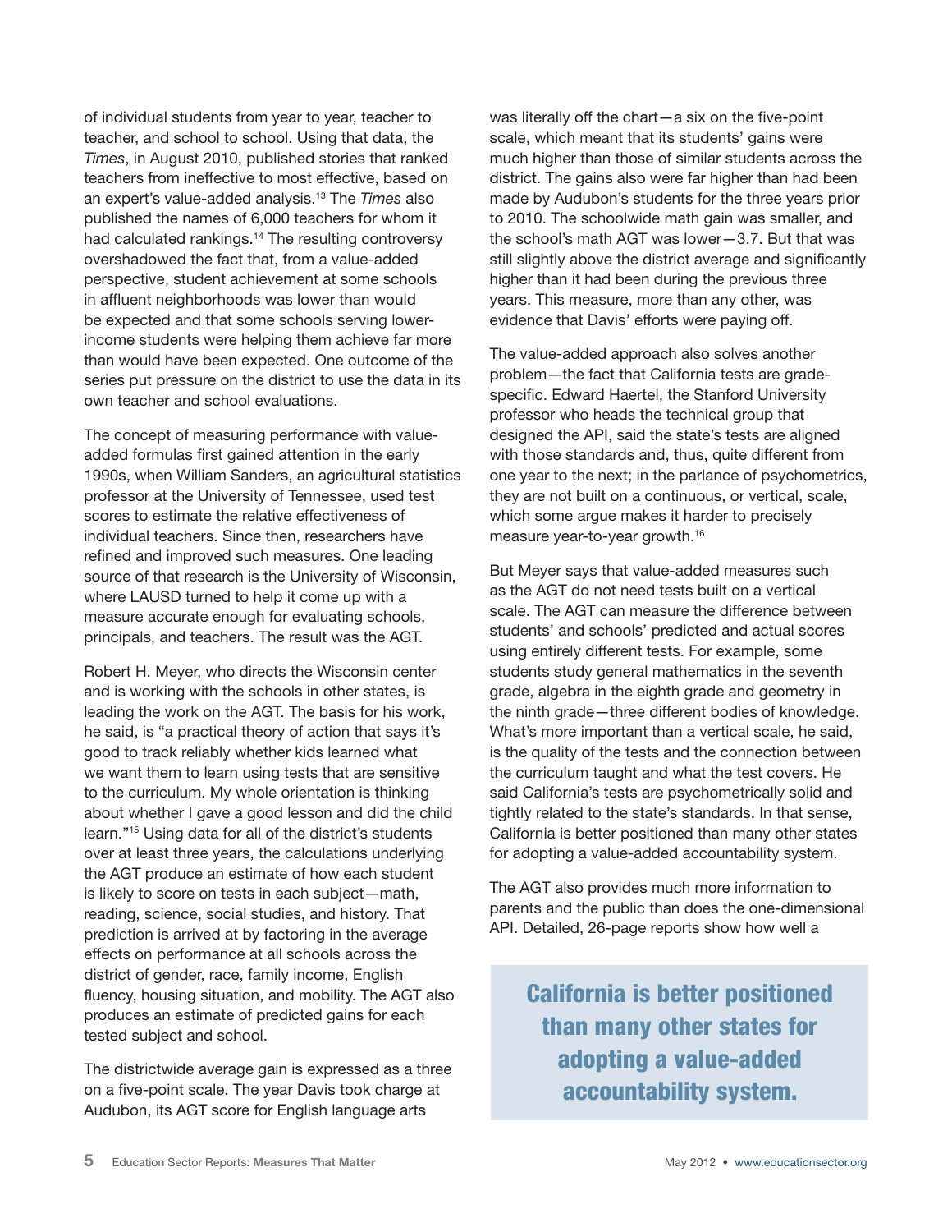of individual students from year to year, teacher to teacher, and school to school. Using that data, the *Times*, in August 2010, published stories that ranked teachers from ineffective to most effective, based on an expert's value-added analysis.[13] The *Times* also published the names of 6,000 teachers for whom it had calculated rankings.[14] The resulting controversy overshadowed the fact that, from a value-added perspective, student achievement at some schools in affluent neighborhoods was lower than would be expected and that some schools serving lower-income students were helping them achieve far more than would have been expected. One outcome of the series put pressure on the district to use the data in its own teacher and school evaluations.

The concept of measuring performance with value-added formulas first gained attention in the early 1990s, when William Sanders, an agricultural statistics professor at the University of Tennessee, used test scores to estimate the relative effectiveness of individual teachers. Since then, researchers have refined and improved such measures. One leading source of that research is the University of Wisconsin, where LAUSD turned to help it come up with a measure accurate enough for evaluating schools, principals, and teachers. The result was the AGT.

Robert H. Meyer, who directs the Wisconsin center and is working with the schools in other states, is leading the work on the AGT. The basis for his work, he said, is "a practical theory of action that says it's good to track reliably whether kids learned what we want them to learn using tests that are sensitive to the curriculum. My whole orientation is thinking about whether I gave a good lesson and did the child learn."[15] Using data for all of the district's students over at least three years, the calculations underlying the AGT produce an estimate of how each student is likely to score on tests in each subject—math, reading, science, social studies, and history. That prediction is arrived at by factoring in the average effects on performance at all schools across the district of gender, race, family income, English fluency, housing situation, and mobility. The AGT also produces an estimate of predicted gains for each tested subject and school.

The districtwide average gain is expressed as a three on a five-point scale. The year Davis took charge at Audubon, its AGT score for English language arts was literally off the chart—a six on the five-point scale, which meant that its students' gains were much higher than those of similar students across the district. The gains also were far higher than had been made by Audubon's students for the three years prior to 2010. The schoolwide math gain was smaller, and the school's math AGT was lower—3.7. But that was still slightly above the district average and significantly higher than it had been during the previous three years. This measure, more than any other, was evidence that Davis' efforts were paying off.

The value-added approach also solves another problem—the fact that California tests are grade-specific. Edward Haertel, the Stanford University professor who heads the technical group that designed the API, said the state's tests are aligned with those standards and, thus, quite different from one year to the next; in the parlance of psychometrics, they are not built on a continuous, or vertical, scale, which some argue makes it harder to precisely measure year-to-year growth.[16]

But Meyer says that value-added measures such as the AGT do not need tests built on a vertical scale. The AGT can measure the difference between students' and schools' predicted and actual scores using entirely different tests. For example, some students study general mathematics in the seventh grade, algebra in the eighth grade and geometry in the ninth grade—three different bodies of knowledge. What's more important than a vertical scale, he said, is the quality of the tests and the connection between the curriculum taught and what the test covers. He said California's tests are psychometrically solid and tightly related to the state's standards. In that sense, California is better positioned than many other states for adopting a value-added accountability system.

The AGT also provides much more information to parents and the public than does the one-dimensional API. Detailed, 26-page reports show how well a

> **California is better positioned than many other states for adopting a value-added accountability system.**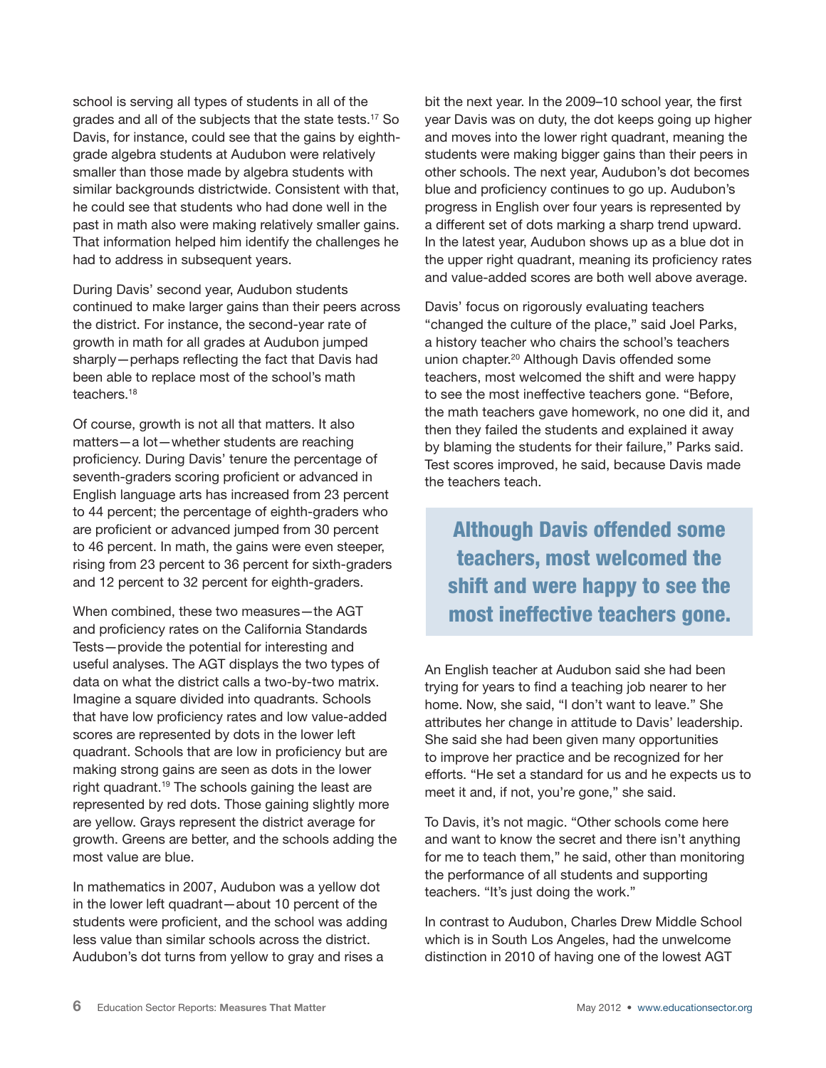school is serving all types of students in all of the grades and all of the subjects that the state tests.[17] So Davis, for instance, could see that the gains by eighth-grade algebra students at Audubon were relatively smaller than those made by algebra students with similar backgrounds districtwide. Consistent with that, he could see that students who had done well in the past in math also were making relatively smaller gains. That information helped him identify the challenges he had to address in subsequent years.

During Davis' second year, Audubon students continued to make larger gains than their peers across the district. For instance, the second-year rate of growth in math for all grades at Audubon jumped sharply—perhaps reflecting the fact that Davis had been able to replace most of the school's math teachers.[18]

Of course, growth is not all that matters. It also matters—a lot—whether students are reaching proficiency. During Davis' tenure the percentage of seventh-graders scoring proficient or advanced in English language arts has increased from 23 percent to 44 percent; the percentage of eighth-graders who are proficient or advanced jumped from 30 percent to 46 percent. In math, the gains were even steeper, rising from 23 percent to 36 percent for sixth-graders and 12 percent to 32 percent for eighth-graders.

When combined, these two measures—the AGT and proficiency rates on the California Standards Tests—provide the potential for interesting and useful analyses. The AGT displays the two types of data on what the district calls a two-by-two matrix. Imagine a square divided into quadrants. Schools that have low proficiency rates and low value-added scores are represented by dots in the lower left quadrant. Schools that are low in proficiency but are making strong gains are seen as dots in the lower right quadrant.[19] The schools gaining the least are represented by red dots. Those gaining slightly more are yellow. Grays represent the district average for growth. Greens are better, and the schools adding the most value are blue.

In mathematics in 2007, Audubon was a yellow dot in the lower left quadrant—about 10 percent of the students were proficient, and the school was adding less value than similar schools across the district. Audubon's dot turns from yellow to gray and rises a bit the next year. In the 2009–10 school year, the first year Davis was on duty, the dot keeps going up higher and moves into the lower right quadrant, meaning the students were making bigger gains than their peers in other schools. The next year, Audubon's dot becomes blue and proficiency continues to go up. Audubon's progress in English over four years is represented by a different set of dots marking a sharp trend upward. In the latest year, Audubon shows up as a blue dot in the upper right quadrant, meaning its proficiency rates and value-added scores are both well above average.

Davis' focus on rigorously evaluating teachers "changed the culture of the place," said Joel Parks, a history teacher who chairs the school's teachers union chapter.[20] Although Davis offended some teachers, most welcomed the shift and were happy to see the most ineffective teachers gone. "Before, the math teachers gave homework, no one did it, and then they failed the students and explained it away by blaming the students for their failure," Parks said. Test scores improved, he said, because Davis made the teachers teach.

> **Although Davis offended some teachers, most welcomed the shift and were happy to see the most ineffective teachers gone.**

An English teacher at Audubon said she had been trying for years to find a teaching job nearer to her home. Now, she said, "I don't want to leave." She attributes her change in attitude to Davis' leadership. She said she had been given many opportunities to improve her practice and be recognized for her efforts. "He set a standard for us and he expects us to meet it and, if not, you're gone," she said.

To Davis, it's not magic. "Other schools come here and want to know the secret and there isn't anything for me to teach them," he said, other than monitoring the performance of all students and supporting teachers. "It's just doing the work."

In contrast to Audubon, Charles Drew Middle School which is in South Los Angeles, had the unwelcome distinction in 2010 of having one of the lowest AGT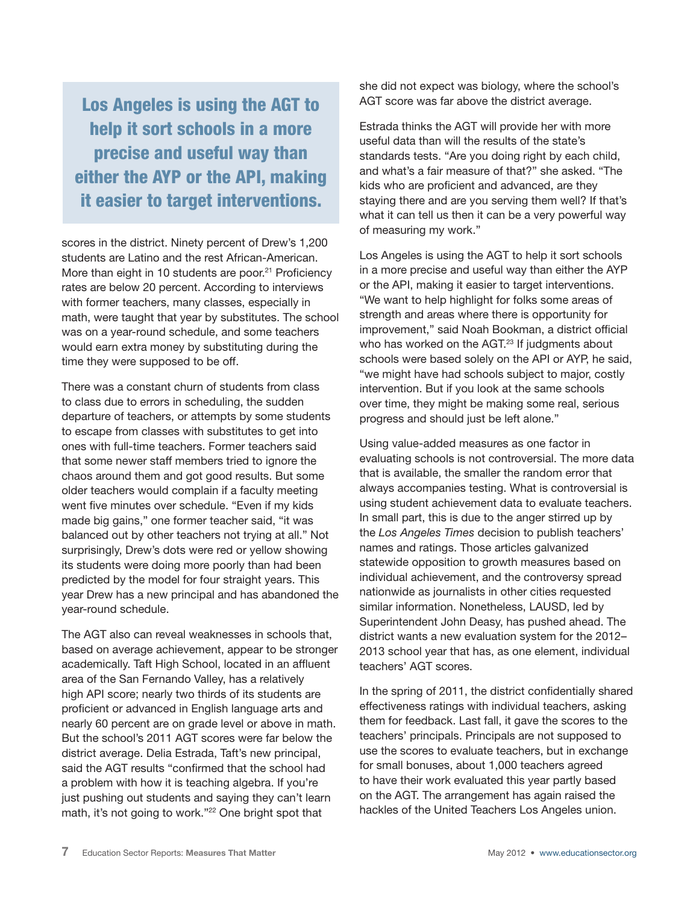> **Los Angeles is using the AGT to help it sort schools in a more precise and useful way than either the AYP or the API, making it easier to target interventions.**

scores in the district. Ninety percent of Drew's 1,200 students are Latino and the rest African-American. More than eight in 10 students are poor.[21] Proficiency rates are below 20 percent. According to interviews with former teachers, many classes, especially in math, were taught that year by substitutes. The school was on a year-round schedule, and some teachers would earn extra money by substituting during the time they were supposed to be off.

There was a constant churn of students from class to class due to errors in scheduling, the sudden departure of teachers, or attempts by some students to escape from classes with substitutes to get into ones with full-time teachers. Former teachers said that some newer staff members tried to ignore the chaos around them and got good results. But some older teachers would complain if a faculty meeting went five minutes over schedule. "Even if my kids made big gains," one former teacher said, "it was balanced out by other teachers not trying at all." Not surprisingly, Drew's dots were red or yellow showing its students were doing more poorly than had been predicted by the model for four straight years. This year Drew has a new principal and has abandoned the year-round schedule.

The AGT also can reveal weaknesses in schools that, based on average achievement, appear to be stronger academically. Taft High School, located in an affluent area of the San Fernando Valley, has a relatively high API score; nearly two thirds of its students are proficient or advanced in English language arts and nearly 60 percent are on grade level or above in math. But the school's 2011 AGT scores were far below the district average. Delia Estrada, Taft's new principal, said the AGT results "confirmed that the school had a problem with how it is teaching algebra. If you're just pushing out students and saying they can't learn math, it's not going to work."[22] One bright spot that she did not expect was biology, where the school's AGT score was far above the district average.

Estrada thinks the AGT will provide her with more useful data than will the results of the state's standards tests. "Are you doing right by each child, and what's a fair measure of that?" she asked. "The kids who are proficient and advanced, are they staying there and are you serving them well? If that's what it can tell us then it can be a very powerful way of measuring my work."

Los Angeles is using the AGT to help it sort schools in a more precise and useful way than either the AYP or the API, making it easier to target interventions. "We want to help highlight for folks some areas of strength and areas where there is opportunity for improvement," said Noah Bookman, a district official who has worked on the AGT.[23] If judgments about schools were based solely on the API or AYP, he said, "we might have had schools subject to major, costly intervention. But if you look at the same schools over time, they might be making some real, serious progress and should just be left alone."

Using value-added measures as one factor in evaluating schools is not controversial. The more data that is available, the smaller the random error that always accompanies testing. What is controversial is using student achievement data to evaluate teachers. In small part, this is due to the anger stirred up by the *Los Angeles Times* decision to publish teachers' names and ratings. Those articles galvanized statewide opposition to growth measures based on individual achievement, and the controversy spread nationwide as journalists in other cities requested similar information. Nonetheless, LAUSD, led by Superintendent John Deasy, has pushed ahead. The district wants a new evaluation system for the 2012–2013 school year that has, as one element, individual teachers' AGT scores.

In the spring of 2011, the district confidentially shared effectiveness ratings with individual teachers, asking them for feedback. Last fall, it gave the scores to the teachers' principals. Principals are not supposed to use the scores to evaluate teachers, but in exchange for small bonuses, about 1,000 teachers agreed to have their work evaluated this year partly based on the AGT. The arrangement has again raised the hackles of the United Teachers Los Angeles union.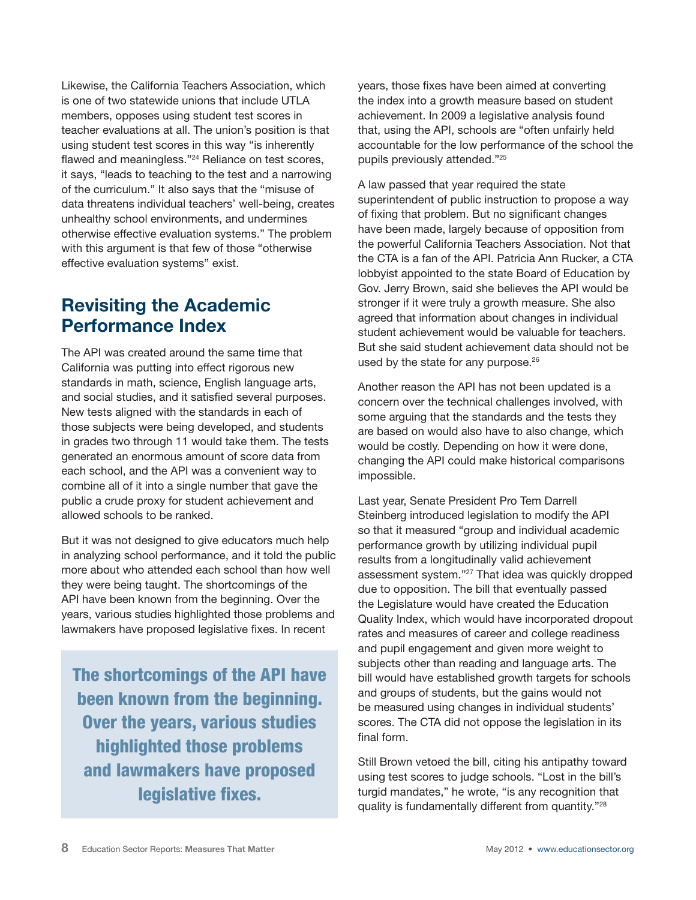Likewise, the California Teachers Association, which is one of two statewide unions that include UTLA members, opposes using student test scores in teacher evaluations at all. The union's position is that using student test scores in this way "is inherently flawed and meaningless."[24] Reliance on test scores, it says, "leads to teaching to the test and a narrowing of the curriculum." It also says that the "misuse of data threatens individual teachers' well-being, creates unhealthy school environments, and undermines otherwise effective evaluation systems." The problem with this argument is that few of those "otherwise effective evaluation systems" exist.

## Revisiting the Academic Performance Index

The API was created around the same time that California was putting into effect rigorous new standards in math, science, English language arts, and social studies, and it satisfied several purposes. New tests aligned with the standards in each of those subjects were being developed, and students in grades two through 11 would take them. The tests generated an enormous amount of score data from each school, and the API was a convenient way to combine all of it into a single number that gave the public a crude proxy for student achievement and allowed schools to be ranked.

But it was not designed to give educators much help in analyzing school performance, and it told the public more about who attended each school than how well they were being taught. The shortcomings of the API have been known from the beginning. Over the years, various studies highlighted those problems and lawmakers have proposed legislative fixes. In recent years, those fixes have been aimed at converting the index into a growth measure based on student achievement. In 2009 a legislative analysis found that, using the API, schools are "often unfairly held accountable for the low performance of the school the pupils previously attended."[25]

> **The shortcomings of the API have been known from the beginning. Over the years, various studies highlighted those problems and lawmakers have proposed legislative fixes.**

A law passed that year required the state superintendent of public instruction to propose a way of fixing that problem. But no significant changes have been made, largely because of opposition from the powerful California Teachers Association. Not that the CTA is a fan of the API. Patricia Ann Rucker, a CTA lobbyist appointed to the state Board of Education by Gov. Jerry Brown, said she believes the API would be stronger if it were truly a growth measure. She also agreed that information about changes in individual student achievement would be valuable for teachers. But she said student achievement data should not be used by the state for any purpose.[26]

Another reason the API has not been updated is a concern over the technical challenges involved, with some arguing that the standards and the tests they are based on would also have to also change, which would be costly. Depending on how it were done, changing the API could make historical comparisons impossible.

Last year, Senate President Pro Tem Darrell Steinberg introduced legislation to modify the API so that it measured "group and individual academic performance growth by utilizing individual pupil results from a longitudinally valid achievement assessment system."[27] That idea was quickly dropped due to opposition. The bill that eventually passed the Legislature would have created the Education Quality Index, which would have incorporated dropout rates and measures of career and college readiness and pupil engagement and given more weight to subjects other than reading and language arts. The bill would have established growth targets for schools and groups of students, but the gains would not be measured using changes in individual students' scores. The CTA did not oppose the legislation in its final form.

Still Brown vetoed the bill, citing his antipathy toward using test scores to judge schools. "Lost in the bill's turgid mandates," he wrote, "is any recognition that quality is fundamentally different from quantity."[28]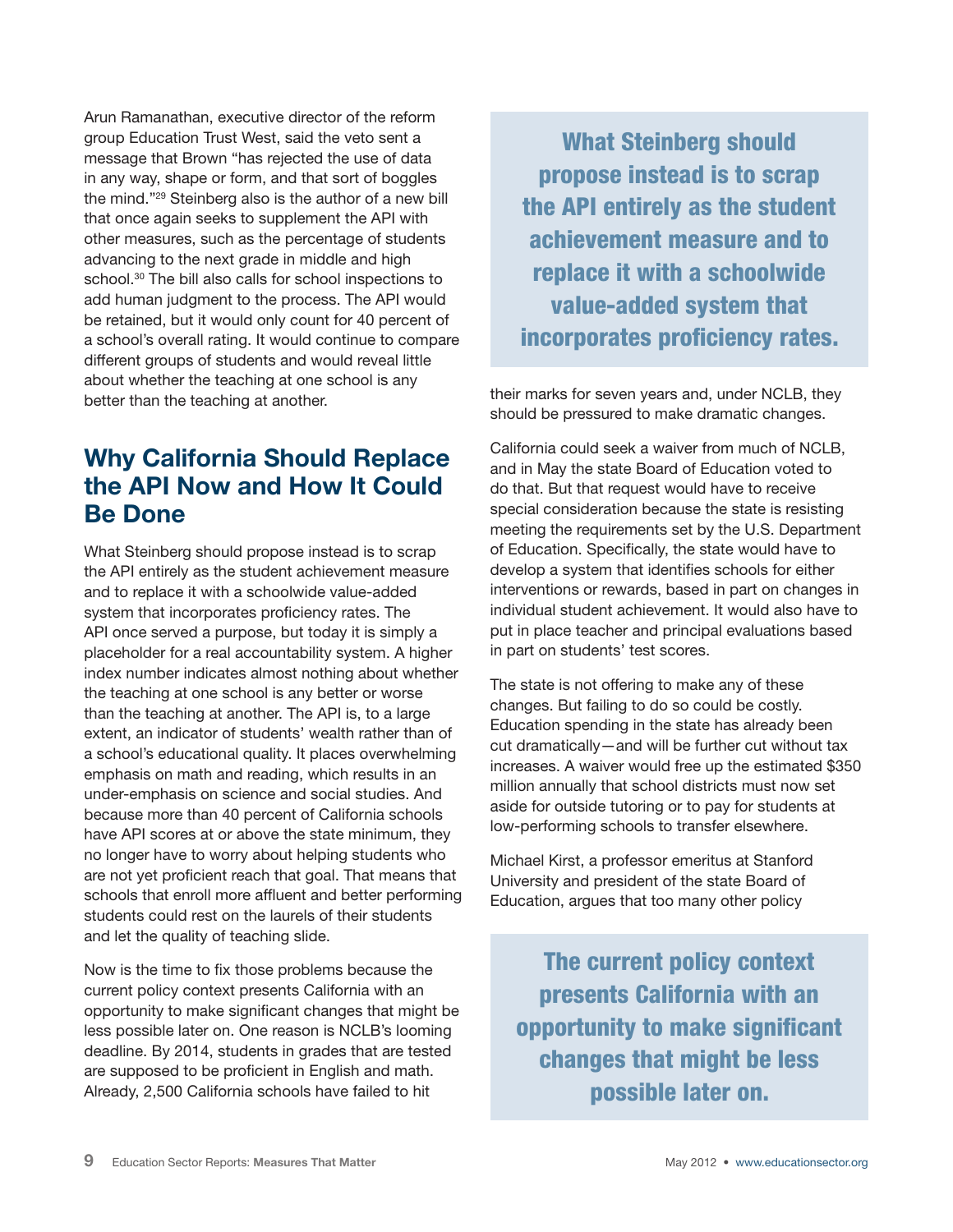Arun Ramanathan, executive director of the reform group Education Trust West, said the veto sent a message that Brown "has rejected the use of data in any way, shape or form, and that sort of boggles the mind."[29] Steinberg also is the author of a new bill that once again seeks to supplement the API with other measures, such as the percentage of students advancing to the next grade in middle and high school.[30] The bill also calls for school inspections to add human judgment to the process. The API would be retained, but it would only count for 40 percent of a school's overall rating. It would continue to compare different groups of students and would reveal little about whether the teaching at one school is any better than the teaching at another.

## Why California Should Replace the API Now and How It Could Be Done

What Steinberg should propose instead is to scrap the API entirely as the student achievement measure and to replace it with a schoolwide value-added system that incorporates proficiency rates. The API once served a purpose, but today it is simply a placeholder for a real accountability system. A higher index number indicates almost nothing about whether the teaching at one school is any better or worse than the teaching at another. The API is, to a large extent, an indicator of students' wealth rather than of a school's educational quality. It places overwhelming emphasis on math and reading, which results in an under-emphasis on science and social studies. And because more than 40 percent of California schools have API scores at or above the state minimum, they no longer have to worry about helping students who are not yet proficient reach that goal. That means that schools that enroll more affluent and better performing students could rest on the laurels of their students and let the quality of teaching slide.

Now is the time to fix those problems because the current policy context presents California with an opportunity to make significant changes that might be less possible later on. One reason is NCLB's looming deadline. By 2014, students in grades that are tested are supposed to be proficient in English and math. Already, 2,500 California schools have failed to hit their marks for seven years and, under NCLB, they should be pressured to make dramatic changes.

**What Steinberg should propose instead is to scrap the API entirely as the student achievement measure and to replace it with a schoolwide value-added system that incorporates proficiency rates.**

California could seek a waiver from much of NCLB, and in May the state Board of Education voted to do that. But that request would have to receive special consideration because the state is resisting meeting the requirements set by the U.S. Department of Education. Specifically, the state would have to develop a system that identifies schools for either interventions or rewards, based in part on changes in individual student achievement. It would also have to put in place teacher and principal evaluations based in part on students' test scores.

The state is not offering to make any of these changes. But failing to do so could be costly. Education spending in the state has already been cut dramatically—and will be further cut without tax increases. A waiver would free up the estimated $350 million annually that school districts must now set aside for outside tutoring or to pay for students at low-performing schools to transfer elsewhere.

Michael Kirst, a professor emeritus at Stanford University and president of the state Board of Education, argues that too many other policy

**The current policy context presents California with an opportunity to make significant changes that might be less possible later on.**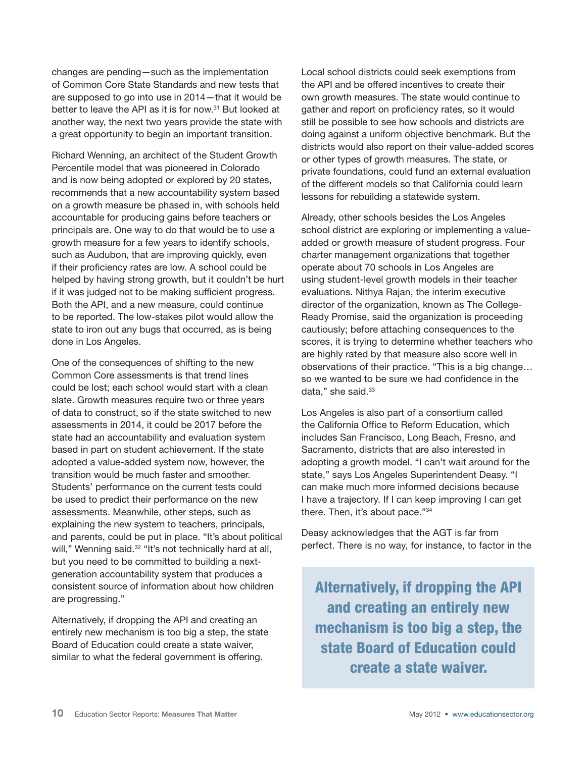changes are pending—such as the implementation of Common Core State Standards and new tests that are supposed to go into use in 2014—that it would be better to leave the API as it is for now.[31] But looked at another way, the next two years provide the state with a great opportunity to begin an important transition.

Richard Wenning, an architect of the Student Growth Percentile model that was pioneered in Colorado and is now being adopted or explored by 20 states, recommends that a new accountability system based on a growth measure be phased in, with schools held accountable for producing gains before teachers or principals are. One way to do that would be to use a growth measure for a few years to identify schools, such as Audubon, that are improving quickly, even if their proficiency rates are low. A school could be helped by having strong growth, but it couldn't be hurt if it was judged not to be making sufficient progress. Both the API, and a new measure, could continue to be reported. The low-stakes pilot would allow the state to iron out any bugs that occurred, as is being done in Los Angeles.

One of the consequences of shifting to the new Common Core assessments is that trend lines could be lost; each school would start with a clean slate. Growth measures require two or three years of data to construct, so if the state switched to new assessments in 2014, it could be 2017 before the state had an accountability and evaluation system based in part on student achievement. If the state adopted a value-added system now, however, the transition would be much faster and smoother. Students' performance on the current tests could be used to predict their performance on the new assessments. Meanwhile, other steps, such as explaining the new system to teachers, principals, and parents, could be put in place. "It's about political will," Wenning said.[32] "It's not technically hard at all, but you need to be committed to building a next-generation accountability system that produces a consistent source of information about how children are progressing."

Alternatively, if dropping the API and creating an entirely new mechanism is too big a step, the state Board of Education could create a state waiver, similar to what the federal government is offering. Local school districts could seek exemptions from the API and be offered incentives to create their own growth measures. The state would continue to gather and report on proficiency rates, so it would still be possible to see how schools and districts are doing against a uniform objective benchmark. But the districts would also report on their value-added scores or other types of growth measures. The state, or private foundations, could fund an external evaluation of the different models so that California could learn lessons for rebuilding a statewide system.

Already, other schools besides the Los Angeles school district are exploring or implementing a value-added or growth measure of student progress. Four charter management organizations that together operate about 70 schools in Los Angeles are using student-level growth models in their teacher evaluations. Nithya Rajan, the interim executive director of the organization, known as The College-Ready Promise, said the organization is proceeding cautiously; before attaching consequences to the scores, it is trying to determine whether teachers who are highly rated by that measure also score well in observations of their practice. "This is a big change… so we wanted to be sure we had confidence in the data," she said.[33]

Los Angeles is also part of a consortium called the California Office to Reform Education, which includes San Francisco, Long Beach, Fresno, and Sacramento, districts that are also interested in adopting a growth model. "I can't wait around for the state," says Los Angeles Superintendent Deasy. "I can make much more informed decisions because I have a trajectory. If I can keep improving I can get there. Then, it's about pace."[34]

Deasy acknowledges that the AGT is far from perfect. There is no way, for instance, to factor in the

> **Alternatively, if dropping the API and creating an entirely new mechanism is too big a step, the state Board of Education could create a state waiver.**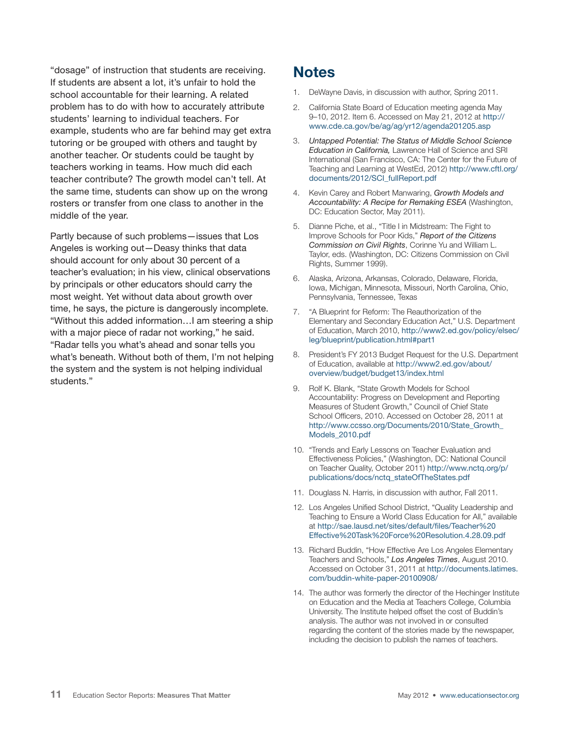"dosage" of instruction that students are receiving. If students are absent a lot, it's unfair to hold the school accountable for their learning. A related problem has to do with how to accurately attribute students' learning to individual teachers. For example, students who are far behind may get extra tutoring or be grouped with others and taught by another teacher. Or students could be taught by teachers working in teams. How much did each teacher contribute? The growth model can't tell. At the same time, students can show up on the wrong rosters or transfer from one class to another in the middle of the year.

Partly because of such problems—issues that Los Angeles is working out—Deasy thinks that data should account for only about 30 percent of a teacher's evaluation; in his view, clinical observations by principals or other educators should carry the most weight. Yet without data about growth over time, he says, the picture is dangerously incomplete. "Without this added information…I am steering a ship with a major piece of radar not working," he said. "Radar tells you what's ahead and sonar tells you what's beneath. Without both of them, I'm not helping the system and the system is not helping individual students."

## Notes

1. DeWayne Davis, in discussion with author, Spring 2011.
2. California State Board of Education meeting agenda May 9–10, 2012. Item 6. Accessed on May 21, 2012 at http://www.cde.ca.gov/be/ag/ag/yr12/agenda201205.asp
3. *Untapped Potential: The Status of Middle School Science Education in California,* Lawrence Hall of Science and SRI International (San Francisco, CA: The Center for the Future of Teaching and Learning at WestEd, 2012) http://www.cftl.org/documents/2012/SCI_fullReport.pdf
4. Kevin Carey and Robert Manwaring, *Growth Models and Accountability: A Recipe for Remaking ESEA* (Washington, DC: Education Sector, May 2011).
5. Dianne Piche, et al., "Title I in Midstream: The Fight to Improve Schools for Poor Kids," *Report of the Citizens Commission on Civil Rights*, Corinne Yu and William L. Taylor, eds. (Washington, DC: Citizens Commission on Civil Rights, Summer 1999).
6. Alaska, Arizona, Arkansas, Colorado, Delaware, Florida, Iowa, Michigan, Minnesota, Missouri, North Carolina, Ohio, Pennsylvania, Tennessee, Texas
7. "A Blueprint for Reform: The Reauthorization of the Elementary and Secondary Education Act," U.S. Department of Education, March 2010, http://www2.ed.gov/policy/elsec/leg/blueprint/publication.html#part1
8. President's FY 2013 Budget Request for the U.S. Department of Education, available at http://www2.ed.gov/about/overview/budget/budget13/index.html
9. Rolf K. Blank, "State Growth Models for School Accountability: Progress on Development and Reporting Measures of Student Growth," Council of Chief State School Officers, 2010. Accessed on October 28, 2011 at http://www.ccsso.org/Documents/2010/State_Growth_Models_2010.pdf
10. "Trends and Early Lessons on Teacher Evaluation and Effectiveness Policies," (Washington, DC: National Council on Teacher Quality, October 2011) http://www.nctq.org/p/publications/docs/nctq_stateOfTheStates.pdf
11. Douglass N. Harris, in discussion with author, Fall 2011.
12. Los Angeles Unified School District, "Quality Leadership and Teaching to Ensure a World Class Education for All," available at http://sae.lausd.net/sites/default/files/Teacher%20Effective%20Task%20Force%20Resolution.4.28.09.pdf
13. Richard Buddin, "How Effective Are Los Angeles Elementary Teachers and Schools," *Los Angeles Times*, August 2010. Accessed on October 31, 2011 at http://documents.latimes.com/buddin-white-paper-20100908/
14. The author was formerly the director of the Hechinger Institute on Education and the Media at Teachers College, Columbia University. The Institute helped offset the cost of Buddin's analysis. The author was not involved in or consulted regarding the content of the stories made by the newspaper, including the decision to publish the names of teachers.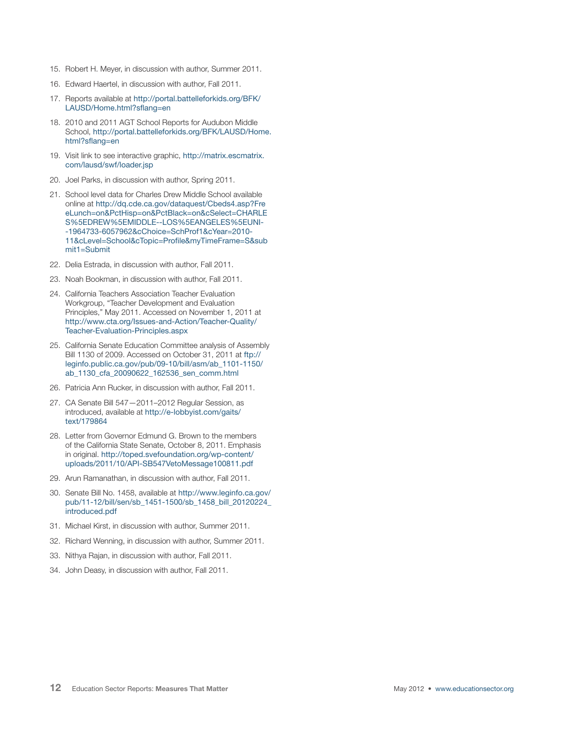15. Robert H. Meyer, in discussion with author, Summer 2011.
16. Edward Haertel, in discussion with author, Fall 2011.
17. Reports available at http://portal.battelleforkids.org/BFK/LAUSD/Home.html?sflang=en
18. 2010 and 2011 AGT School Reports for Audubon Middle School, http://portal.battelleforkids.org/BFK/LAUSD/Home.html?sflang=en
19. Visit link to see interactive graphic, http://matrix.escmatrix.com/lausd/swf/loader.jsp
20. Joel Parks, in discussion with author, Spring 2011.
21. School level data for Charles Drew Middle School available online at http://dq.cde.ca.gov/dataquest/Cbeds4.asp?FreeLunch=on&PctHisp=on&PctBlack=on&cSelect=CHARLES%5EDREW%5EMIDDLE--LOS%5EANGELES%5EUNI--1964733-6057962&cChoice=SchProf1&cYear=2010-11&cLevel=School&cTopic=Profile&myTimeFrame=S&submit1=Submit
22. Delia Estrada, in discussion with author, Fall 2011.
23. Noah Bookman, in discussion with author, Fall 2011.
24. California Teachers Association Teacher Evaluation Workgroup, "Teacher Development and Evaluation Principles," May 2011. Accessed on November 1, 2011 at http://www.cta.org/Issues-and-Action/Teacher-Quality/Teacher-Evaluation-Principles.aspx
25. California Senate Education Committee analysis of Assembly Bill 1130 of 2009. Accessed on October 31, 2011 at ftp://leginfo.public.ca.gov/pub/09-10/bill/asm/ab_1101-1150/ab_1130_cfa_20090622_162536_sen_comm.html
26. Patricia Ann Rucker, in discussion with author, Fall 2011.
27. CA Senate Bill 547—2011–2012 Regular Session, as introduced, available at http://e-lobbyist.com/gaits/text/179864
28. Letter from Governor Edmund G. Brown to the members of the California State Senate, October 8, 2011. Emphasis in original. http://toped.svefoundation.org/wp-content/uploads/2011/10/API-SB547VetoMessage100811.pdf
29. Arun Ramanathan, in discussion with author, Fall 2011.
30. Senate Bill No. 1458, available at http://www.leginfo.ca.gov/pub/11-12/bill/sen/sb_1451-1500/sb_1458_bill_20120224_introduced.pdf
31. Michael Kirst, in discussion with author, Summer 2011.
32. Richard Wenning, in discussion with author, Summer 2011.
33. Nithya Rajan, in discussion with author, Fall 2011.
34. John Deasy, in discussion with author, Fall 2011.